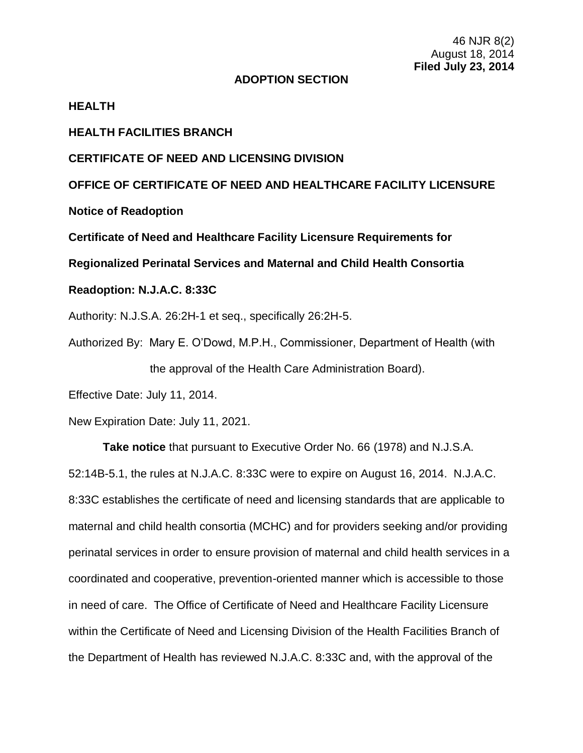46 NJR 8(2)
August 18, 2014
**Filed July 23, 2014**

**ADOPTION SECTION**

**HEALTH**

**HEALTH FACILITIES BRANCH**

**CERTIFICATE OF NEED AND LICENSING DIVISION**

**OFFICE OF CERTIFICATE OF NEED AND HEALTHCARE FACILITY LICENSURE**

**Notice of Readoption**

**Certificate of Need and Healthcare Facility Licensure Requirements for Regionalized Perinatal Services and Maternal and Child Health Consortia**

**Readoption: N.J.A.C. 8:33C**

Authority: N.J.S.A. 26:2H-1 et seq., specifically 26:2H-5.

Authorized By: Mary E. O'Dowd, M.P.H., Commissioner, Department of Health (with the approval of the Health Care Administration Board).

Effective Date: July 11, 2014.

New Expiration Date: July 11, 2021.

**Take notice** that pursuant to Executive Order No. 66 (1978) and N.J.S.A. 52:14B-5.1, the rules at N.J.A.C. 8:33C were to expire on August 16, 2014. N.J.A.C. 8:33C establishes the certificate of need and licensing standards that are applicable to maternal and child health consortia (MCHC) and for providers seeking and/or providing perinatal services in order to ensure provision of maternal and child health services in a coordinated and cooperative, prevention-oriented manner which is accessible to those in need of care. The Office of Certificate of Need and Healthcare Facility Licensure within the Certificate of Need and Licensing Division of the Health Facilities Branch of the Department of Health has reviewed N.J.A.C. 8:33C and, with the approval of the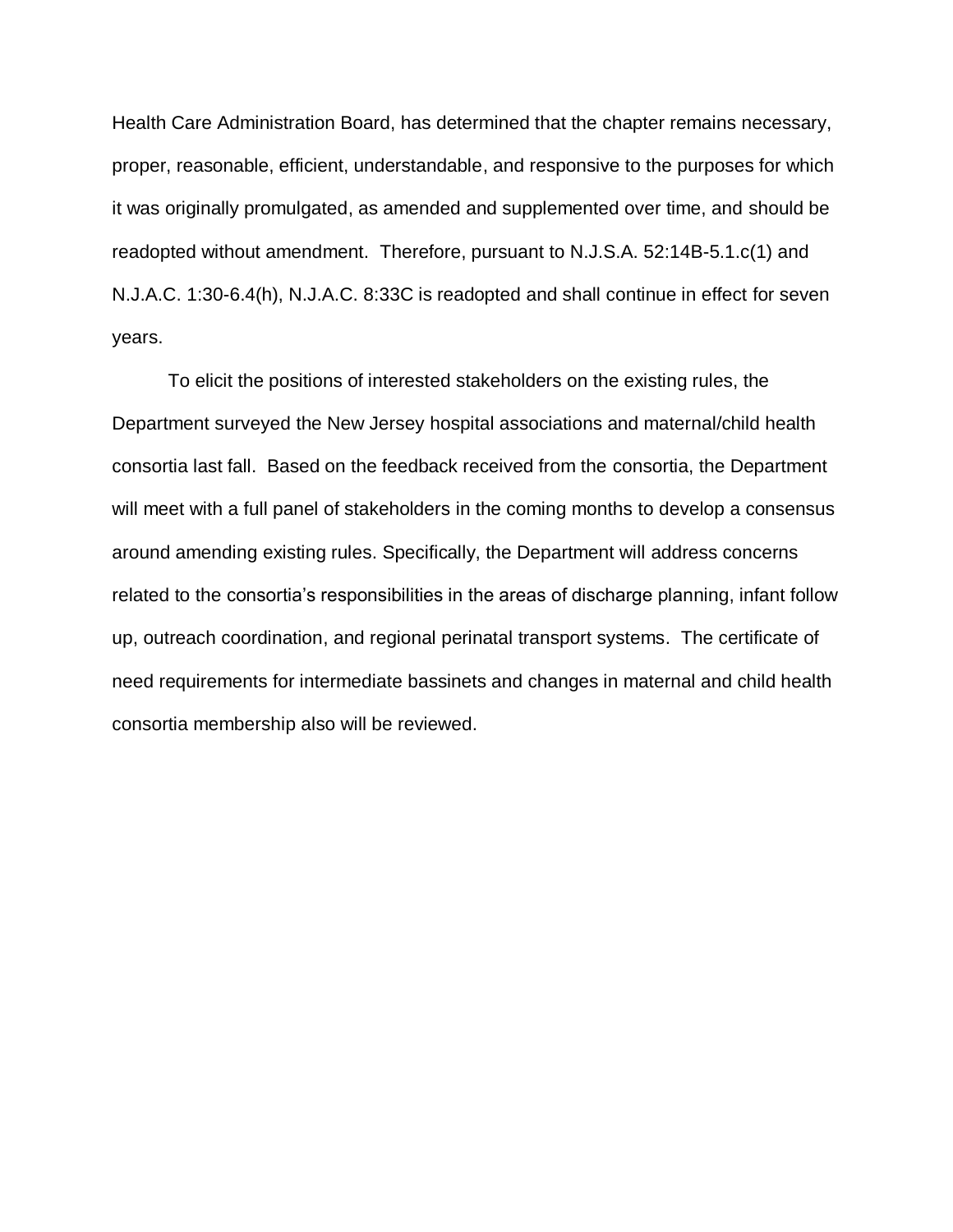Health Care Administration Board, has determined that the chapter remains necessary, proper, reasonable, efficient, understandable, and responsive to the purposes for which it was originally promulgated, as amended and supplemented over time, and should be readopted without amendment. Therefore, pursuant to N.J.S.A. 52:14B-5.1.c(1) and N.J.A.C. 1:30-6.4(h), N.J.A.C. 8:33C is readopted and shall continue in effect for seven years.

To elicit the positions of interested stakeholders on the existing rules, the Department surveyed the New Jersey hospital associations and maternal/child health consortia last fall. Based on the feedback received from the consortia, the Department will meet with a full panel of stakeholders in the coming months to develop a consensus around amending existing rules. Specifically, the Department will address concerns related to the consortia's responsibilities in the areas of discharge planning, infant follow up, outreach coordination, and regional perinatal transport systems. The certificate of need requirements for intermediate bassinets and changes in maternal and child health consortia membership also will be reviewed.